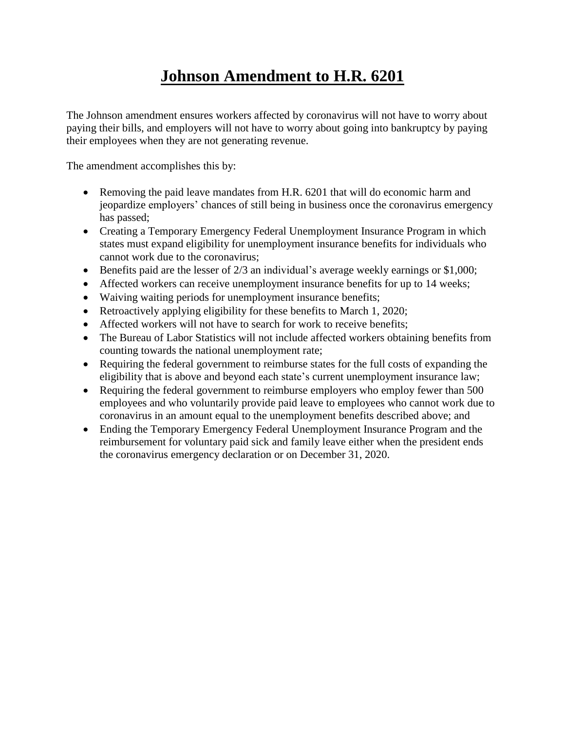# Johnson Amendment to H.R. 6201

The Johnson amendment ensures workers affected by coronavirus will not have to worry about paying their bills, and employers will not have to worry about going into bankruptcy by paying their employees when they are not generating revenue.

The amendment accomplishes this by:

- Removing the paid leave mandates from H.R. 6201 that will do economic harm and jeopardize employers' chances of still being in business once the coronavirus emergency has passed;
- Creating a Temporary Emergency Federal Unemployment Insurance Program in which states must expand eligibility for unemployment insurance benefits for individuals who cannot work due to the coronavirus;
- Benefits paid are the lesser of 2/3 an individual's average weekly earnings or $1,000;
- Affected workers can receive unemployment insurance benefits for up to 14 weeks;
- Waiving waiting periods for unemployment insurance benefits;
- Retroactively applying eligibility for these benefits to March 1, 2020;
- Affected workers will not have to search for work to receive benefits;
- The Bureau of Labor Statistics will not include affected workers obtaining benefits from counting towards the national unemployment rate;
- Requiring the federal government to reimburse states for the full costs of expanding the eligibility that is above and beyond each state's current unemployment insurance law;
- Requiring the federal government to reimburse employers who employ fewer than 500 employees and who voluntarily provide paid leave to employees who cannot work due to coronavirus in an amount equal to the unemployment benefits described above; and
- Ending the Temporary Emergency Federal Unemployment Insurance Program and the reimbursement for voluntary paid sick and family leave either when the president ends the coronavirus emergency declaration or on December 31, 2020.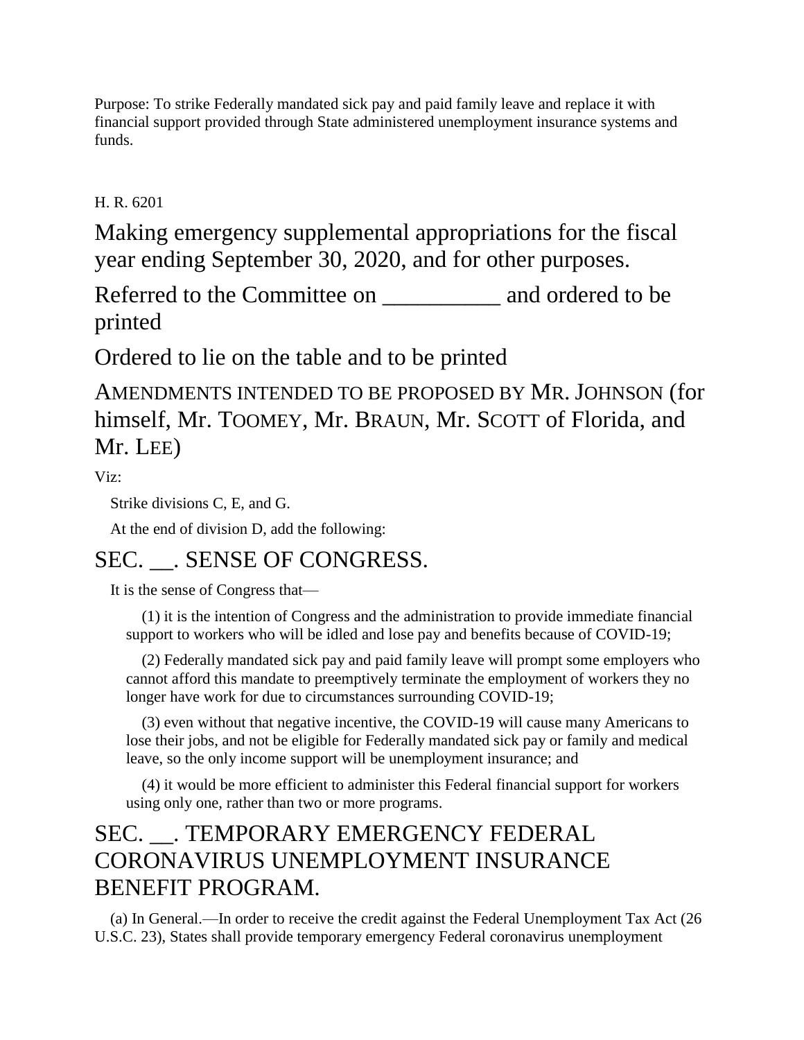Purpose: To strike Federally mandated sick pay and paid family leave and replace it with financial support provided through State administered unemployment insurance systems and funds.

H. R. 6201

# Making emergency supplemental appropriations for the fiscal year ending September 30, 2020, and for other purposes.

Referred to the Committee on __________ and ordered to be printed

Ordered to lie on the table and to be printed

AMENDMENTS INTENDED TO BE PROPOSED BY MR. JOHNSON (for himself, Mr. TOOMEY, Mr. BRAUN, Mr. SCOTT of Florida, and Mr. LEE)

Viz:

Strike divisions C, E, and G.

At the end of division D, add the following:

## SEC. __. SENSE OF CONGRESS.

It is the sense of Congress that—

(1) it is the intention of Congress and the administration to provide immediate financial support to workers who will be idled and lose pay and benefits because of COVID-19;

(2) Federally mandated sick pay and paid family leave will prompt some employers who cannot afford this mandate to preemptively terminate the employment of workers they no longer have work for due to circumstances surrounding COVID-19;

(3) even without that negative incentive, the COVID-19 will cause many Americans to lose their jobs, and not be eligible for Federally mandated sick pay or family and medical leave, so the only income support will be unemployment insurance; and

(4) it would be more efficient to administer this Federal financial support for workers using only one, rather than two or more programs.

## SEC. __. TEMPORARY EMERGENCY FEDERAL CORONAVIRUS UNEMPLOYMENT INSURANCE BENEFIT PROGRAM.

(a) In General.—In order to receive the credit against the Federal Unemployment Tax Act (26 U.S.C. 23), States shall provide temporary emergency Federal coronavirus unemployment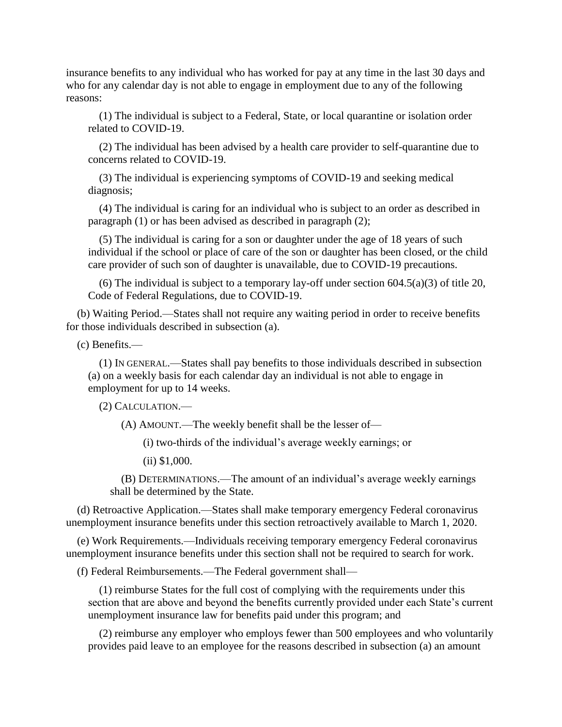insurance benefits to any individual who has worked for pay at any time in the last 30 days and who for any calendar day is not able to engage in employment due to any of the following reasons:

(1) The individual is subject to a Federal, State, or local quarantine or isolation order related to COVID-19.

(2) The individual has been advised by a health care provider to self-quarantine due to concerns related to COVID-19.

(3) The individual is experiencing symptoms of COVID-19 and seeking medical diagnosis;

(4) The individual is caring for an individual who is subject to an order as described in paragraph (1) or has been advised as described in paragraph (2);

(5) The individual is caring for a son or daughter under the age of 18 years of such individual if the school or place of care of the son or daughter has been closed, or the child care provider of such son of daughter is unavailable, due to COVID-19 precautions.

(6) The individual is subject to a temporary lay-off under section 604.5(a)(3) of title 20, Code of Federal Regulations, due to COVID-19.

(b) Waiting Period.—States shall not require any waiting period in order to receive benefits for those individuals described in subsection (a).

(c) Benefits.—

(1) IN GENERAL.—States shall pay benefits to those individuals described in subsection (a) on a weekly basis for each calendar day an individual is not able to engage in employment for up to 14 weeks.

(2) CALCULATION.—

(A) AMOUNT.—The weekly benefit shall be the lesser of—

(i) two-thirds of the individual's average weekly earnings; or

(ii) $1,000.

(B) DETERMINATIONS.—The amount of an individual's average weekly earnings shall be determined by the State.

(d) Retroactive Application.—States shall make temporary emergency Federal coronavirus unemployment insurance benefits under this section retroactively available to March 1, 2020.

(e) Work Requirements.—Individuals receiving temporary emergency Federal coronavirus unemployment insurance benefits under this section shall not be required to search for work.

(f) Federal Reimbursements.—The Federal government shall—

(1) reimburse States for the full cost of complying with the requirements under this section that are above and beyond the benefits currently provided under each State's current unemployment insurance law for benefits paid under this program; and

(2) reimburse any employer who employs fewer than 500 employees and who voluntarily provides paid leave to an employee for the reasons described in subsection (a) an amount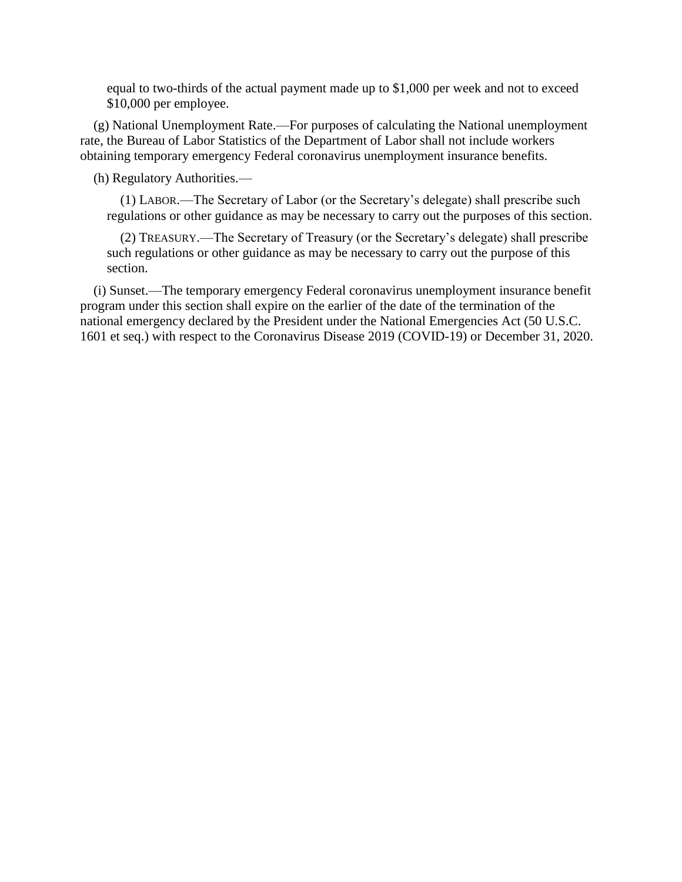equal to two-thirds of the actual payment made up to $1,000 per week and not to exceed $10,000 per employee.

(g) National Unemployment Rate.—For purposes of calculating the National unemployment rate, the Bureau of Labor Statistics of the Department of Labor shall not include workers obtaining temporary emergency Federal coronavirus unemployment insurance benefits.

(h) Regulatory Authorities.—

(1) LABOR.—The Secretary of Labor (or the Secretary's delegate) shall prescribe such regulations or other guidance as may be necessary to carry out the purposes of this section.

(2) TREASURY.—The Secretary of Treasury (or the Secretary's delegate) shall prescribe such regulations or other guidance as may be necessary to carry out the purpose of this section.

(i) Sunset.—The temporary emergency Federal coronavirus unemployment insurance benefit program under this section shall expire on the earlier of the date of the termination of the national emergency declared by the President under the National Emergencies Act (50 U.S.C. 1601 et seq.) with respect to the Coronavirus Disease 2019 (COVID-19) or December 31, 2020.